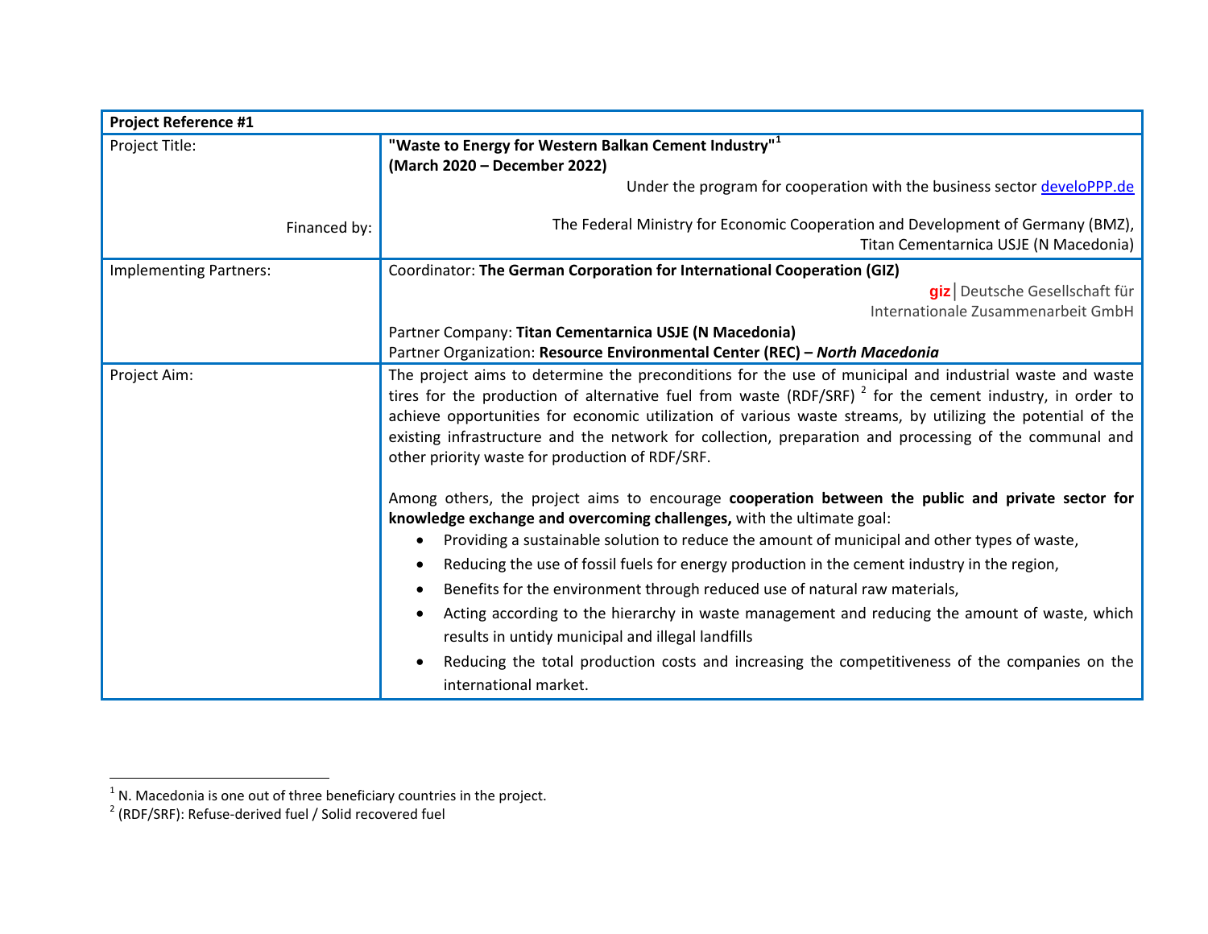| **Project Reference #1** | |
|---|---|
| Project Title:<br><br><br><br>Financed by: | **"Waste to Energy for Western Balkan Cement Industry"**[1]<br>**(March 2020 – December 2022)**<br>Under the program for cooperation with the business sector develoPPP.de<br><br>The Federal Ministry for Economic Cooperation and Development of Germany (BMZ), Titan Cementarnica USJE (N Macedonia) |
| Implementing Partners: | Coordinator: **The German Corporation for International Cooperation (GIZ)**<br>giz Deutsche Gesellschaft für Internationale Zusammenarbeit GmbH<br>Partner Company: **Titan Cementarnica USJE (N Macedonia)**<br>Partner Organization: **Resource Environmental Center (REC) –** ***North Macedonia*** |
| Project Aim: | The project aims to determine the preconditions for the use of municipal and industrial waste and waste tires for the production of alternative fuel from waste (RDF/SRF) [2] for the cement industry, in order to achieve opportunities for economic utilization of various waste streams, by utilizing the potential of the existing infrastructure and the network for collection, preparation and processing of the communal and other priority waste for production of RDF/SRF.<br><br>Among others, the project aims to encourage **cooperation between the public and private sector for knowledge exchange and overcoming challenges,** with the ultimate goal:<br>• Providing a sustainable solution to reduce the amount of municipal and other types of waste,<br>• Reducing the use of fossil fuels for energy production in the cement industry in the region,<br>• Benefits for the environment through reduced use of natural raw materials,<br>• Acting according to the hierarchy in waste management and reducing the amount of waste, which results in untidy municipal and illegal landfills<br>• Reducing the total production costs and increasing the competitiveness of the companies on the international market. |

[1] N. Macedonia is one out of three beneficiary countries in the project.

[2] (RDF/SRF): Refuse-derived fuel / Solid recovered fuel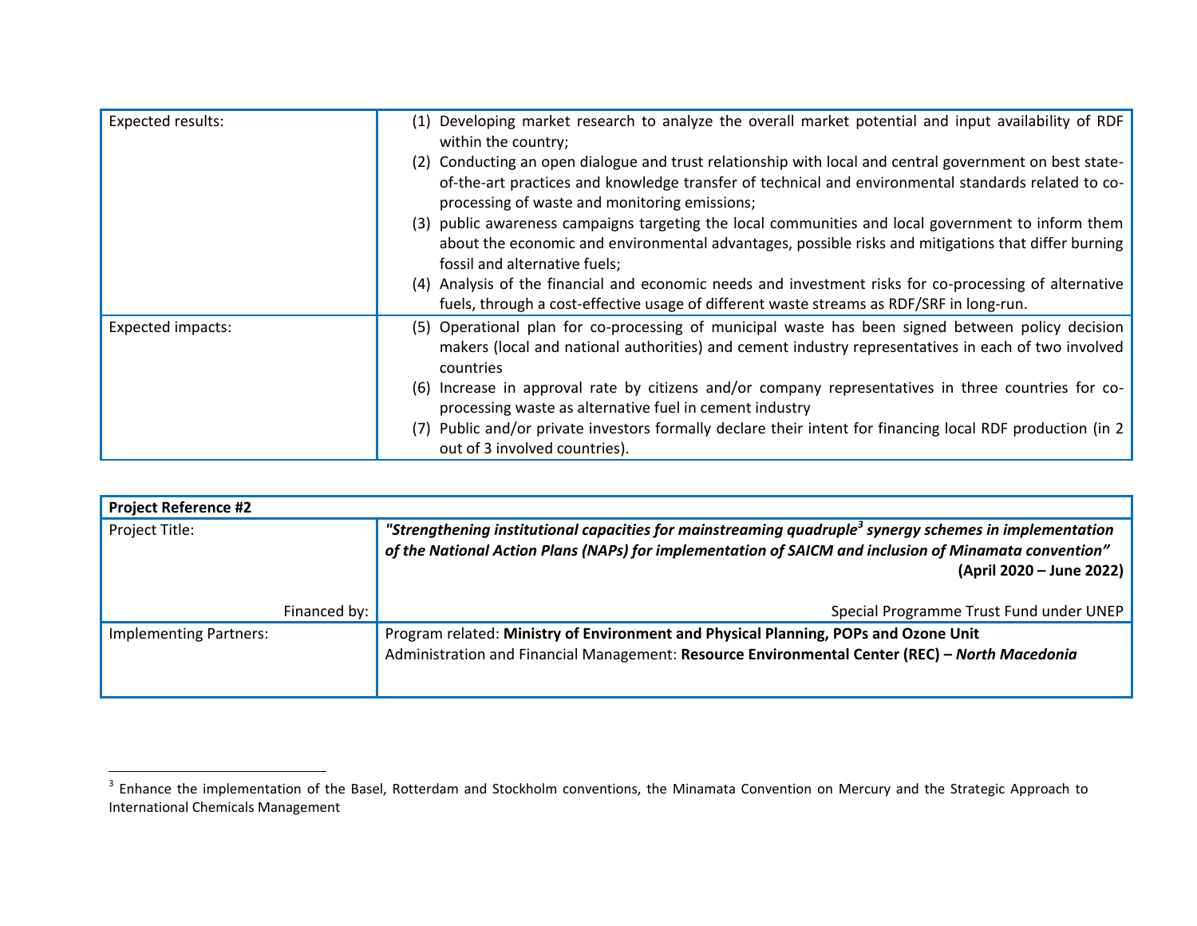| Expected results: | (1) Developing market research to analyze the overall market potential and input availability of RDF within the country;<br>(2) Conducting an open dialogue and trust relationship with local and central government on best state-of-the-art practices and knowledge transfer of technical and environmental standards related to co-processing of waste and monitoring emissions;<br>(3) public awareness campaigns targeting the local communities and local government to inform them about the economic and environmental advantages, possible risks and mitigations that differ burning fossil and alternative fuels;<br>(4) Analysis of the financial and economic needs and investment risks for co-processing of alternative fuels, through a cost-effective usage of different waste streams as RDF/SRF in long-run. |
|---|---|
| Expected impacts: | (5) Operational plan for co-processing of municipal waste has been signed between policy decision makers (local and national authorities) and cement industry representatives in each of two involved countries<br>(6) Increase in approval rate by citizens and/or company representatives in three countries for co-processing waste as alternative fuel in cement industry<br>(7) Public and/or private investors formally declare their intent for financing local RDF production (in 2 out of 3 involved countries). |

| **Project Reference #2** | |
|---|---|
| Project Title: | ***"Strengthening institutional capacities for mainstreaming quadruple[3] synergy schemes in implementation of the National Action Plans (NAPs) for implementation of SAICM and inclusion of Minamata convention"*** **(April 2020 – June 2022)** |
| Financed by: | Special Programme Trust Fund under UNEP |
| Implementing Partners: | Program related: **Ministry of Environment and Physical Planning, POPs and Ozone Unit**<br>Administration and Financial Management: **Resource Environmental Center (REC) –** ***North Macedonia*** |

[3] Enhance the implementation of the Basel, Rotterdam and Stockholm conventions, the Minamata Convention on Mercury and the Strategic Approach to International Chemicals Management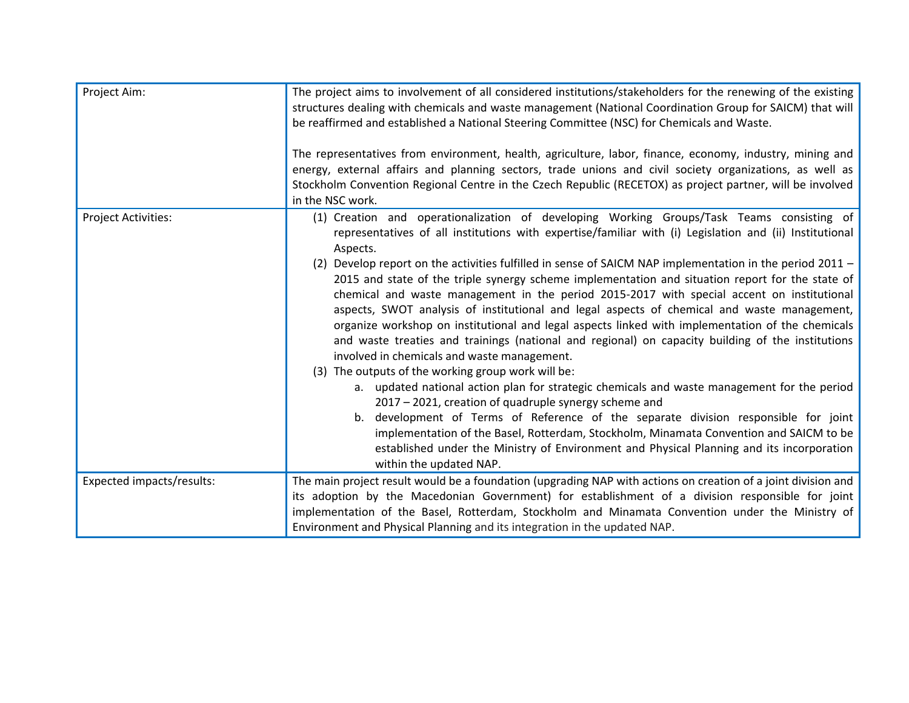| Project Aim: | The project aims to involvement of all considered institutions/stakeholders for the renewing of the existing structures dealing with chemicals and waste management (National Coordination Group for SAICM) that will be reaffirmed and established a National Steering Committee (NSC) for Chemicals and Waste.<br><br>The representatives from environment, health, agriculture, labor, finance, economy, industry, mining and energy, external affairs and planning sectors, trade unions and civil society organizations, as well as Stockholm Convention Regional Centre in the Czech Republic (RECETOX) as project partner, will be involved in the NSC work. |
|---|---|
| Project Activities: | (1) Creation and operationalization of developing Working Groups/Task Teams consisting of representatives of all institutions with expertise/familiar with (i) Legislation and (ii) Institutional Aspects.<br>(2) Develop report on the activities fulfilled in sense of SAICM NAP implementation in the period 2011 – 2015 and state of the triple synergy scheme implementation and situation report for the state of chemical and waste management in the period 2015-2017 with special accent on institutional aspects, SWOT analysis of institutional and legal aspects of chemical and waste management, organize workshop on institutional and legal aspects linked with implementation of the chemicals and waste treaties and trainings (national and regional) on capacity building of the institutions involved in chemicals and waste management.<br>(3) The outputs of the working group work will be:<br>a. updated national action plan for strategic chemicals and waste management for the period 2017 – 2021, creation of quadruple synergy scheme and<br>b. development of Terms of Reference of the separate division responsible for joint implementation of the Basel, Rotterdam, Stockholm, Minamata Convention and SAICM to be established under the Ministry of Environment and Physical Planning and its incorporation within the updated NAP. |
| Expected impacts/results: | The main project result would be a foundation (upgrading NAP with actions on creation of a joint division and its adoption by the Macedonian Government) for establishment of a division responsible for joint implementation of the Basel, Rotterdam, Stockholm and Minamata Convention under the Ministry of Environment and Physical Planning and its integration in the updated NAP. |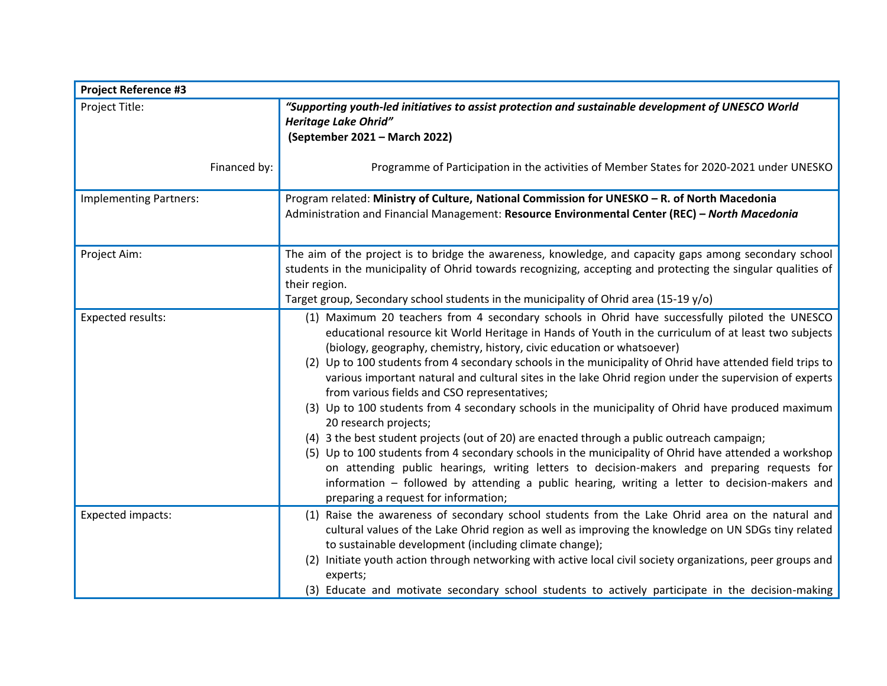| **Project Reference #3** | |
|---|---|
| Project Title:<br><br>Financed by: | ***"Supporting youth-led initiatives to assist protection and sustainable development of UNESCO World Heritage Lake Ohrid"***<br>**(September 2021 – March 2022)**<br><br>Programme of Participation in the activities of Member States for 2020-2021 under UNESKO |
| Implementing Partners: | Program related: **Ministry of Culture, National Commission for UNESKO – R. of North Macedonia**<br>Administration and Financial Management: **Resource Environmental Center (REC) –** ***North Macedonia*** |
| Project Aim: | The aim of the project is to bridge the awareness, knowledge, and capacity gaps among secondary school students in the municipality of Ohrid towards recognizing, accepting and protecting the singular qualities of their region.<br>Target group, Secondary school students in the municipality of Ohrid area (15-19 y/o) |
| Expected results: | (1) Maximum 20 teachers from 4 secondary schools in Ohrid have successfully piloted the UNESCO educational resource kit World Heritage in Hands of Youth in the curriculum of at least two subjects (biology, geography, chemistry, history, civic education or whatsoever)<br>(2) Up to 100 students from 4 secondary schools in the municipality of Ohrid have attended field trips to various important natural and cultural sites in the lake Ohrid region under the supervision of experts from various fields and CSO representatives;<br>(3) Up to 100 students from 4 secondary schools in the municipality of Ohrid have produced maximum 20 research projects;<br>(4) 3 the best student projects (out of 20) are enacted through a public outreach campaign;<br>(5) Up to 100 students from 4 secondary schools in the municipality of Ohrid have attended a workshop on attending public hearings, writing letters to decision-makers and preparing requests for information – followed by attending a public hearing, writing a letter to decision-makers and preparing a request for information; |
| Expected impacts: | (1) Raise the awareness of secondary school students from the Lake Ohrid area on the natural and cultural values of the Lake Ohrid region as well as improving the knowledge on UN SDGs tiny related to sustainable development (including climate change);<br>(2) Initiate youth action through networking with active local civil society organizations, peer groups and experts;<br>(3) Educate and motivate secondary school students to actively participate in the decision-making |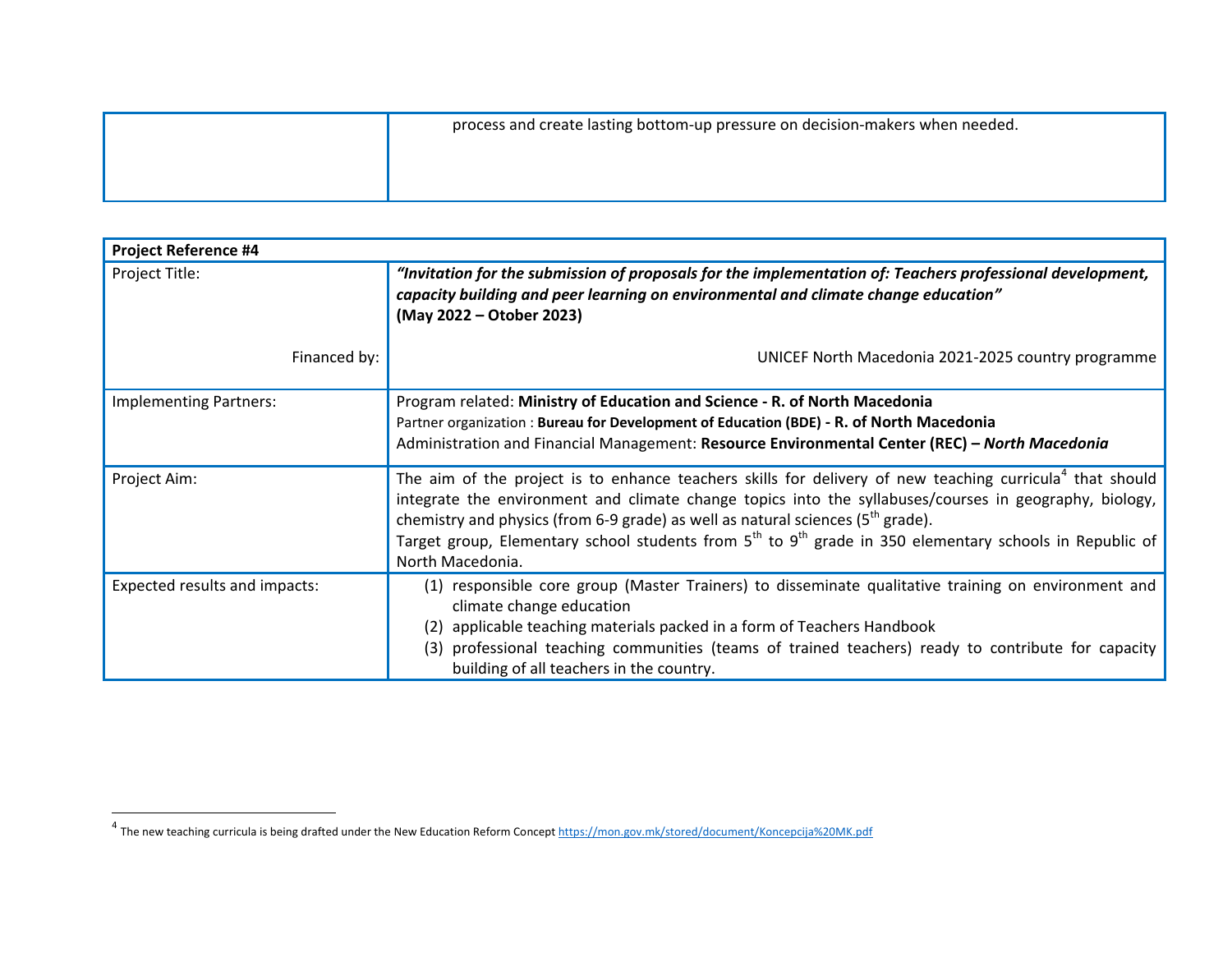| | |
|---|---|
| | process and create lasting bottom-up pressure on decision-makers when needed. |

| **Project Reference #4** | |
|---|---|
| Project Title: Financed by: | ***"Invitation for the submission of proposals for the implementation of: Teachers professional development, capacity building and peer learning on environmental and climate change education"*** **(May 2022 – Otober 2023)** UNICEF North Macedonia 2021-2025 country programme |
| Implementing Partners: | Program related: **Ministry of Education and Science - R. of North Macedonia** Partner organization : **Bureau for Development of Education (BDE) - R. of North Macedonia** Administration and Financial Management: **Resource Environmental Center (REC) –** ***North Macedonia*** |
| Project Aim: | The aim of the project is to enhance teachers skills for delivery of new teaching curricula[4] that should integrate the environment and climate change topics into the syllabuses/courses in geography, biology, chemistry and physics (from 6-9 grade) as well as natural sciences (5th grade). Target group, Elementary school students from 5th to 9th grade in 350 elementary schools in Republic of North Macedonia. |
| Expected results and impacts: | (1) responsible core group (Master Trainers) to disseminate qualitative training on environment and climate change education (2) applicable teaching materials packed in a form of Teachers Handbook (3) professional teaching communities (teams of trained teachers) ready to contribute for capacity building of all teachers in the country. |

[4] The new teaching curricula is being drafted under the New Education Reform Concept https://mon.gov.mk/stored/document/Koncepcija%20MK.pdf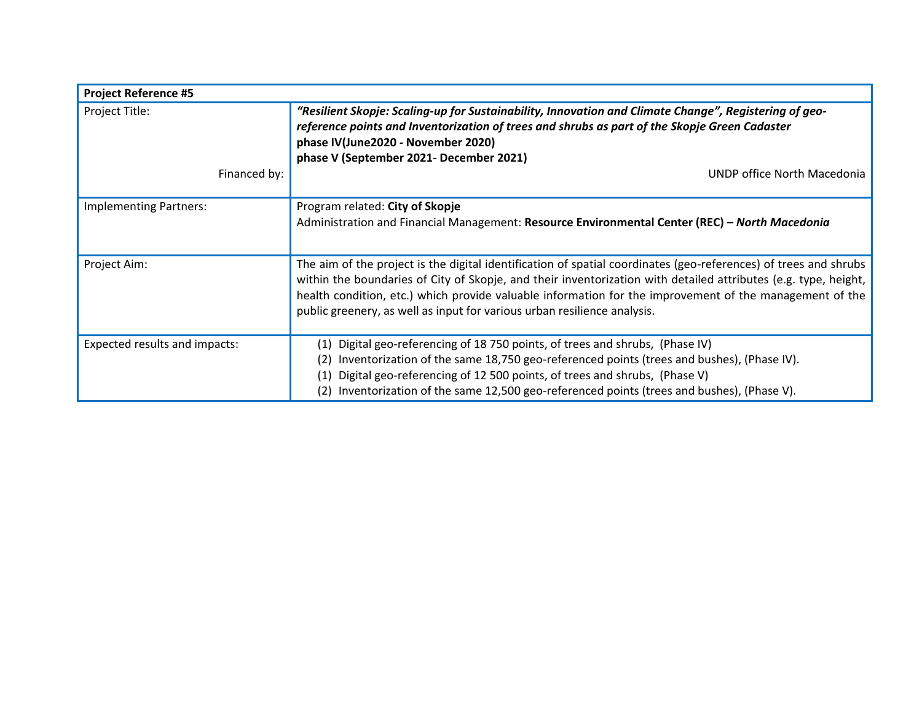| **Project Reference #5** | |
|---|---|
| Project Title:<br><br>Financed by: | ***"Resilient Skopje: Scaling-up for Sustainability, Innovation and Climate Change", Registering of geo-reference points and Inventorization of trees and shrubs as part of the Skopje Green Cadaster***<br>**phase IV(June2020 - November 2020)**<br>**phase V (September 2021- December 2021)**<br>UNDP office North Macedonia |
| Implementing Partners: | Program related: **City of Skopje**<br>Administration and Financial Management: **Resource Environmental Center (REC) –** ***North Macedonia*** |
| Project Aim: | The aim of the project is the digital identification of spatial coordinates (geo-references) of trees and shrubs within the boundaries of City of Skopje, and their inventorization with detailed attributes (e.g. type, height, health condition, etc.) which provide valuable information for the improvement of the management of the public greenery, as well as input for various urban resilience analysis. |
| Expected results and impacts: | (1) Digital geo-referencing of 18 750 points, of trees and shrubs, (Phase IV)<br>(2) Inventorization of the same 18,750 geo-referenced points (trees and bushes), (Phase IV).<br>(1) Digital geo-referencing of 12 500 points, of trees and shrubs, (Phase V)<br>(2) Inventorization of the same 12,500 geo-referenced points (trees and bushes), (Phase V). |